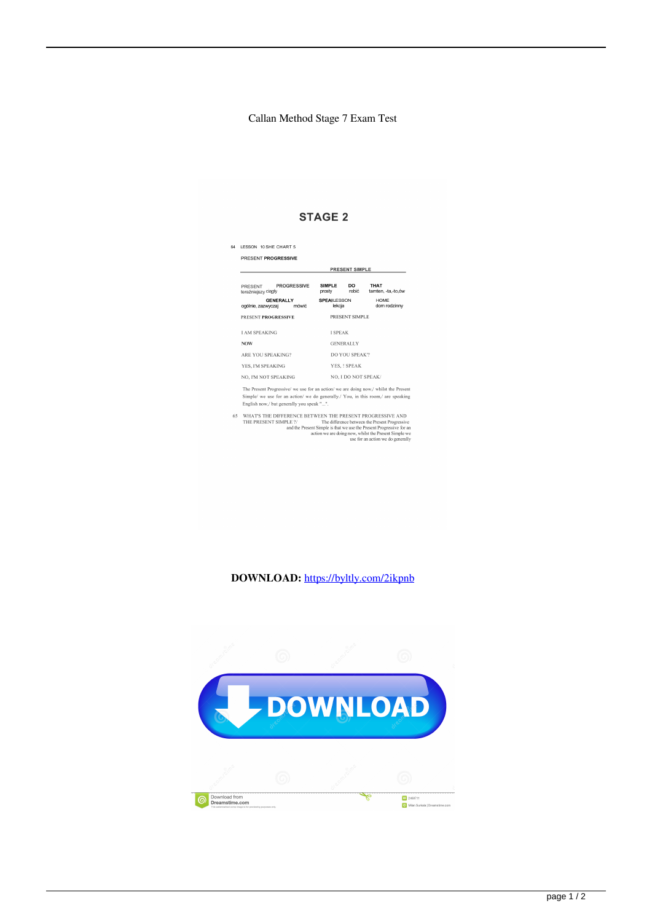Callan Method Stage 7 Exam Test

STAGE 2

64 LESSON 10 SHE CHART 5

PRESENT **PROGRESSIVE**

PRESENT SIMPLE

| | | | | |
|---|---|---|---|---|
| PRESENT teraźniejszy | PROGRESSIVE ciągły | SIMPLE prosty | DO robić | THAT tamten, -ta,-to,ów |
| GENERALLY ogólnie, zazwyczaj | mówić | SPEAI LESSON lekcja | | HOME dom rodzinny |

| PRESENT **PROGRESSIVE** | PRESENT SIMPLE |
|---|---|
| I AM SPEAKING | I SPEAK |
| NOW | GENERALLY |
| ARE YOU SPEAKING? | DO YOU SPEAK? |
| YES, I'M SPEAKING | YES, I SPEAK |
| NO, I'M NOT SPEAKING | NO, I DO NOT SPEAK/ |

The Present Progressive/ we use for an action/ we are doing now,/ whilst the Present Simple/ we use for an action/ we do generally./ You, in this room,/ are speaking English now,/ but generally you speak "...".

65 WHAT'S THE DIFFERENCE BETWEEN THE PRESENT PROGRESSIVE AND THE PRESENT SIMPLE ?/ The difference between the Present Progressive and the Present Simple is that we use the Present Progressive for an action we are doing now, whilst the Present Simple we use for an action we do generally

**DOWNLOAD:** https://byltly.com/2ikpnb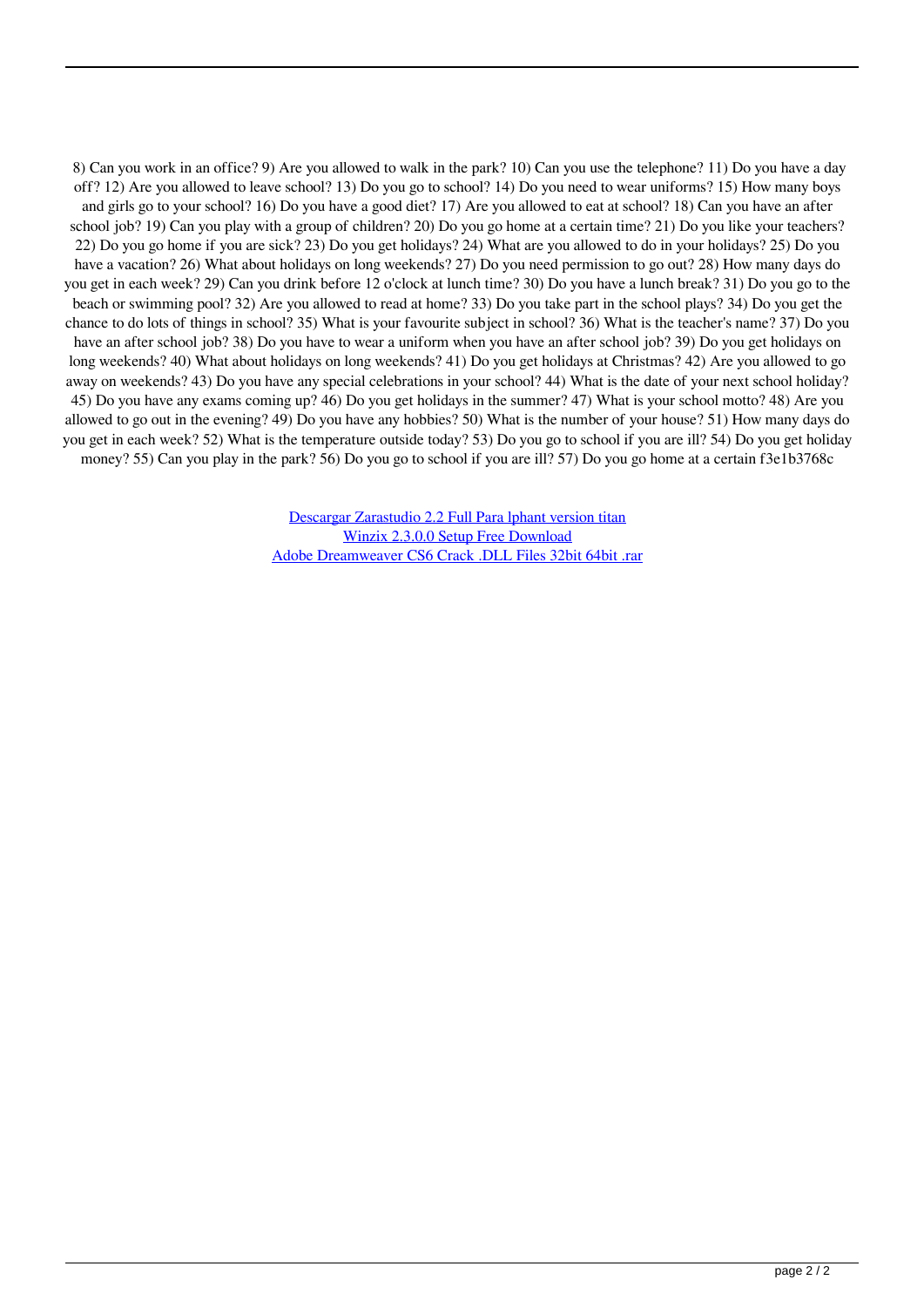8) Can you work in an office? 9) Are you allowed to walk in the park? 10) Can you use the telephone? 11) Do you have a day off? 12) Are you allowed to leave school? 13) Do you go to school? 14) Do you need to wear uniforms? 15) How many boys and girls go to your school? 16) Do you have a good diet? 17) Are you allowed to eat at school? 18) Can you have an after school job? 19) Can you play with a group of children? 20) Do you go home at a certain time? 21) Do you like your teachers? 22) Do you go home if you are sick? 23) Do you get holidays? 24) What are you allowed to do in your holidays? 25) Do you have a vacation? 26) What about holidays on long weekends? 27) Do you need permission to go out? 28) How many days do you get in each week? 29) Can you drink before 12 o'clock at lunch time? 30) Do you have a lunch break? 31) Do you go to the beach or swimming pool? 32) Are you allowed to read at home? 33) Do you take part in the school plays? 34) Do you get the chance to do lots of things in school? 35) What is your favourite subject in school? 36) What is the teacher's name? 37) Do you have an after school job? 38) Do you have to wear a uniform when you have an after school job? 39) Do you get holidays on long weekends? 40) What about holidays on long weekends? 41) Do you get holidays at Christmas? 42) Are you allowed to go away on weekends? 43) Do you have any special celebrations in your school? 44) What is the date of your next school holiday? 45) Do you have any exams coming up? 46) Do you get holidays in the summer? 47) What is your school motto? 48) Are you allowed to go out in the evening? 49) Do you have any hobbies? 50) What is the number of your house? 51) How many days do you get in each week? 52) What is the temperature outside today? 53) Do you go to school if you are ill? 54) Do you get holiday money? 55) Can you play in the park? 56) Do you go to school if you are ill? 57) Do you go home at a certain f3e1b3768c

Descargar Zarastudio 2.2 Full Para lphant version titan
Winzix 2.3.0.0 Setup Free Download
Adobe Dreamweaver CS6 Crack .DLL Files 32bit 64bit .rar